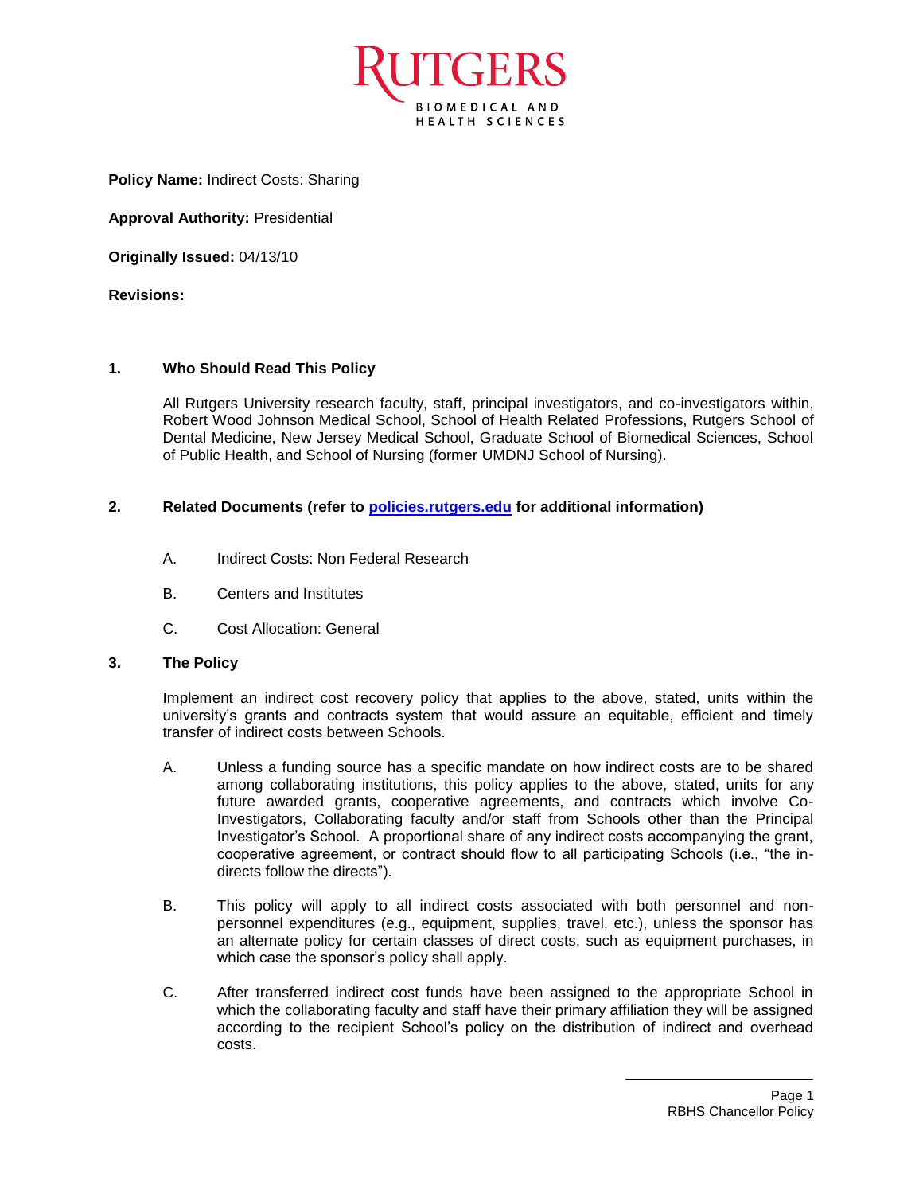**Policy Name:** Indirect Costs: Sharing

**Approval Authority:** Presidential

**Originally Issued:** 04/13/10

**Revisions:**

## 1. Who Should Read This Policy

All Rutgers University research faculty, staff, principal investigators, and co-investigators within, Robert Wood Johnson Medical School, School of Health Related Professions, Rutgers School of Dental Medicine, New Jersey Medical School, Graduate School of Biomedical Sciences, School of Public Health, and School of Nursing (former UMDNJ School of Nursing).

## 2. Related Documents (refer to [policies.rutgers.edu](http://policies.rutgers.edu) for additional information)

A. Indirect Costs: Non Federal Research

B. Centers and Institutes

C. Cost Allocation: General

## 3. The Policy

Implement an indirect cost recovery policy that applies to the above, stated, units within the university's grants and contracts system that would assure an equitable, efficient and timely transfer of indirect costs between Schools.

A. Unless a funding source has a specific mandate on how indirect costs are to be shared among collaborating institutions, this policy applies to the above, stated, units for any future awarded grants, cooperative agreements, and contracts which involve Co-Investigators, Collaborating faculty and/or staff from Schools other than the Principal Investigator's School. A proportional share of any indirect costs accompanying the grant, cooperative agreement, or contract should flow to all participating Schools (i.e., "the in-directs follow the directs").

B. This policy will apply to all indirect costs associated with both personnel and non-personnel expenditures (e.g., equipment, supplies, travel, etc.), unless the sponsor has an alternate policy for certain classes of direct costs, such as equipment purchases, in which case the sponsor's policy shall apply.

C. After transferred indirect cost funds have been assigned to the appropriate School in which the collaborating faculty and staff have their primary affiliation they will be assigned according to the recipient School's policy on the distribution of indirect and overhead costs.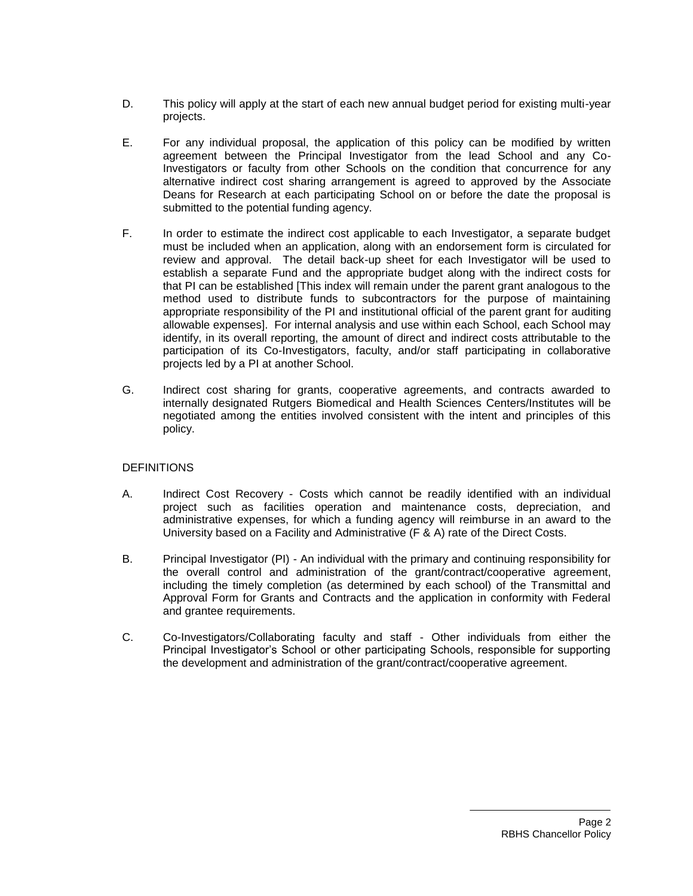D. This policy will apply at the start of each new annual budget period for existing multi-year projects.

E. For any individual proposal, the application of this policy can be modified by written agreement between the Principal Investigator from the lead School and any Co-Investigators or faculty from other Schools on the condition that concurrence for any alternative indirect cost sharing arrangement is agreed to approved by the Associate Deans for Research at each participating School on or before the date the proposal is submitted to the potential funding agency.

F. In order to estimate the indirect cost applicable to each Investigator, a separate budget must be included when an application, along with an endorsement form is circulated for review and approval. The detail back-up sheet for each Investigator will be used to establish a separate Fund and the appropriate budget along with the indirect costs for that PI can be established [This index will remain under the parent grant analogous to the method used to distribute funds to subcontractors for the purpose of maintaining appropriate responsibility of the PI and institutional official of the parent grant for auditing allowable expenses]. For internal analysis and use within each School, each School may identify, in its overall reporting, the amount of direct and indirect costs attributable to the participation of its Co-Investigators, faculty, and/or staff participating in collaborative projects led by a PI at another School.

G. Indirect cost sharing for grants, cooperative agreements, and contracts awarded to internally designated Rutgers Biomedical and Health Sciences Centers/Institutes will be negotiated among the entities involved consistent with the intent and principles of this policy.

## DEFINITIONS

A. Indirect Cost Recovery - Costs which cannot be readily identified with an individual project such as facilities operation and maintenance costs, depreciation, and administrative expenses, for which a funding agency will reimburse in an award to the University based on a Facility and Administrative (F & A) rate of the Direct Costs.

B. Principal Investigator (PI) - An individual with the primary and continuing responsibility for the overall control and administration of the grant/contract/cooperative agreement, including the timely completion (as determined by each school) of the Transmittal and Approval Form for Grants and Contracts and the application in conformity with Federal and grantee requirements.

C. Co-Investigators/Collaborating faculty and staff - Other individuals from either the Principal Investigator's School or other participating Schools, responsible for supporting the development and administration of the grant/contract/cooperative agreement.